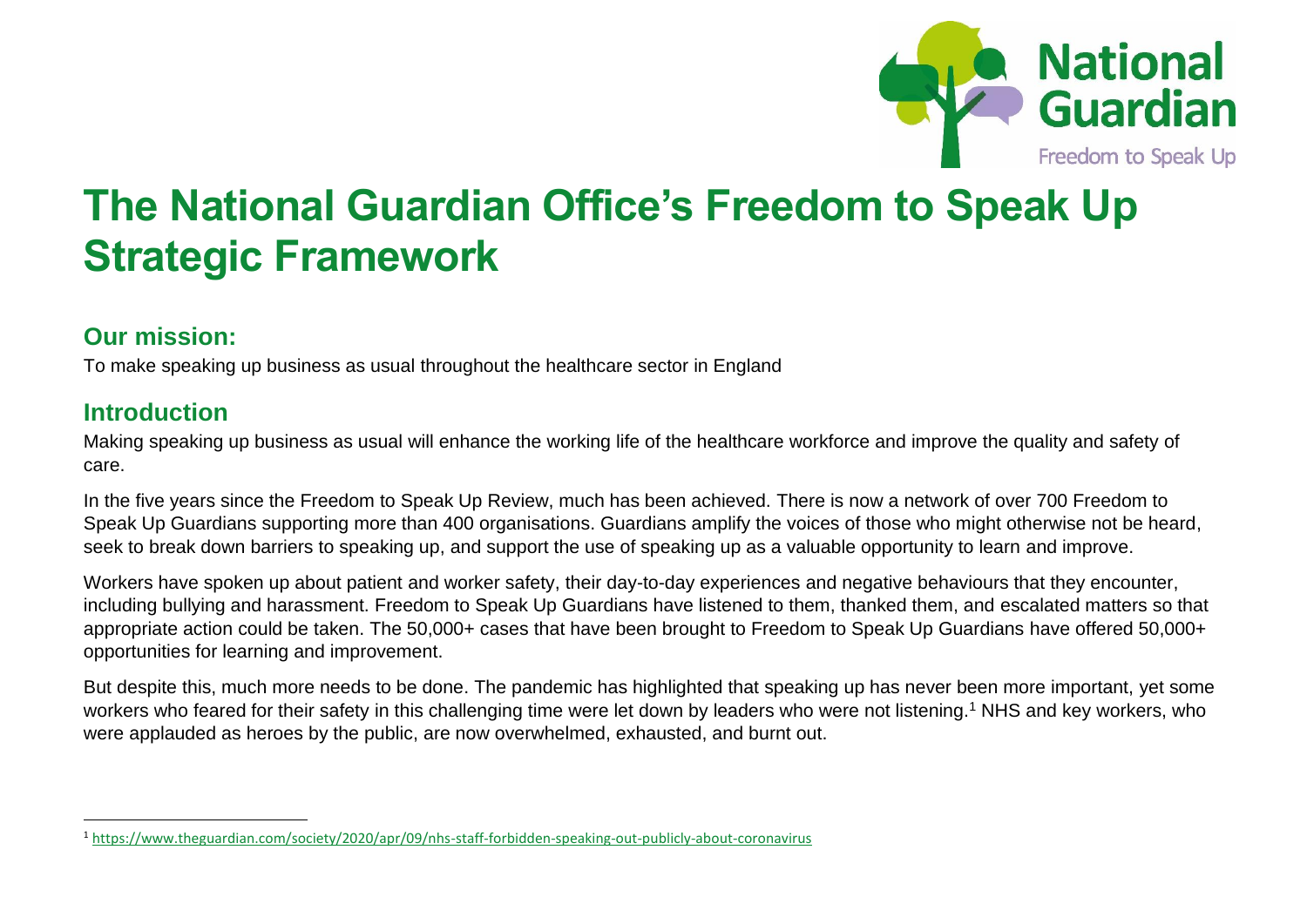# The National Guardian Office's Freedom to Speak Up Strategic Framework

## Our mission:

To make speaking up business as usual throughout the healthcare sector in England

## Introduction

Making speaking up business as usual will enhance the working life of the healthcare workforce and improve the quality and safety of care.

In the five years since the Freedom to Speak Up Review, much has been achieved. There is now a network of over 700 Freedom to Speak Up Guardians supporting more than 400 organisations. Guardians amplify the voices of those who might otherwise not be heard, seek to break down barriers to speaking up, and support the use of speaking up as a valuable opportunity to learn and improve.

Workers have spoken up about patient and worker safety, their day-to-day experiences and negative behaviours that they encounter, including bullying and harassment. Freedom to Speak Up Guardians have listened to them, thanked them, and escalated matters so that appropriate action could be taken. The 50,000+ cases that have been brought to Freedom to Speak Up Guardians have offered 50,000+ opportunities for learning and improvement.

But despite this, much more needs to be done. The pandemic has highlighted that speaking up has never been more important, yet some workers who feared for their safety in this challenging time were let down by leaders who were not listening.[1] NHS and key workers, who were applauded as heroes by the public, are now overwhelmed, exhausted, and burnt out.

[1] https://www.theguardian.com/society/2020/apr/09/nhs-staff-forbidden-speaking-out-publicly-about-coronavirus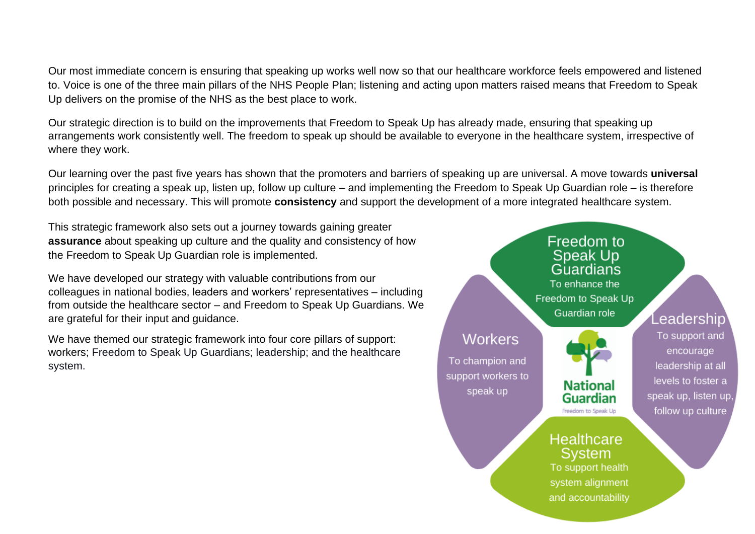Our most immediate concern is ensuring that speaking up works well now so that our healthcare workforce feels empowered and listened to. Voice is one of the three main pillars of the NHS People Plan; listening and acting upon matters raised means that Freedom to Speak Up delivers on the promise of the NHS as the best place to work.

Our strategic direction is to build on the improvements that Freedom to Speak Up has already made, ensuring that speaking up arrangements work consistently well. The freedom to speak up should be available to everyone in the healthcare system, irrespective of where they work.

Our learning over the past five years has shown that the promoters and barriers of speaking up are universal. A move towards **universal** principles for creating a speak up, listen up, follow up culture – and implementing the Freedom to Speak Up Guardian role – is therefore both possible and necessary. This will promote **consistency** and support the development of a more integrated healthcare system.

This strategic framework also sets out a journey towards gaining greater **assurance** about speaking up culture and the quality and consistency of how the Freedom to Speak Up Guardian role is implemented.

We have developed our strategy with valuable contributions from our colleagues in national bodies, leaders and workers' representatives – including from outside the healthcare sector – and Freedom to Speak Up Guardians. We are grateful for their input and guidance.

We have themed our strategic framework into four core pillars of support: workers; Freedom to Speak Up Guardians; leadership; and the healthcare system.

**Freedom to Speak Up Guardians**
To enhance the Freedom to Speak Up Guardian role

**Workers**
To champion and support workers to speak up

**Leadership**
To support and encourage leadership at all levels to foster a speak up, listen up, follow up culture

**Healthcare System**
To support health system alignment and accountability

National Guardian
Freedom to Speak Up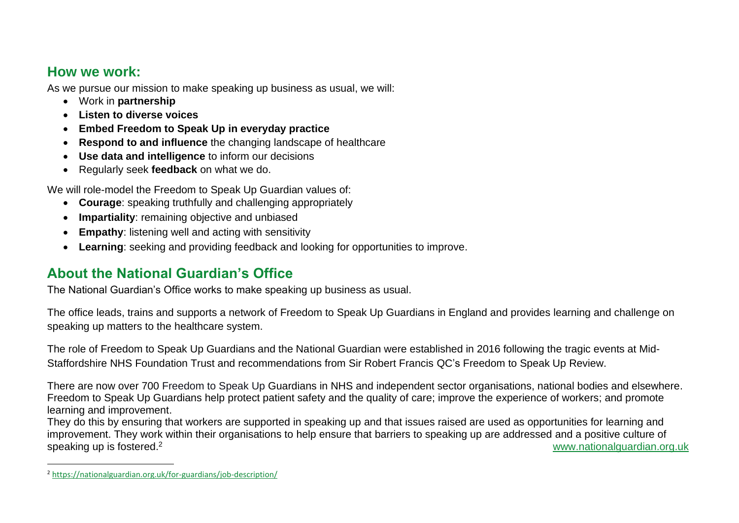## How we work:

As we pursue our mission to make speaking up business as usual, we will:

- Work in **partnership**
- **Listen to diverse voices**
- **Embed Freedom to Speak Up in everyday practice**
- **Respond to and influence** the changing landscape of healthcare
- **Use data and intelligence** to inform our decisions
- Regularly seek **feedback** on what we do.

We will role-model the Freedom to Speak Up Guardian values of:

- **Courage**: speaking truthfully and challenging appropriately
- **Impartiality**: remaining objective and unbiased
- **Empathy**: listening well and acting with sensitivity
- **Learning**: seeking and providing feedback and looking for opportunities to improve.

## About the National Guardian's Office

The National Guardian's Office works to make speaking up business as usual.

The office leads, trains and supports a network of Freedom to Speak Up Guardians in England and provides learning and challenge on speaking up matters to the healthcare system.

The role of Freedom to Speak Up Guardians and the National Guardian were established in 2016 following the tragic events at Mid-Staffordshire NHS Foundation Trust and recommendations from Sir Robert Francis QC's Freedom to Speak Up Review.

There are now over 700 Freedom to Speak Up Guardians in NHS and independent sector organisations, national bodies and elsewhere. Freedom to Speak Up Guardians help protect patient safety and the quality of care; improve the experience of workers; and promote learning and improvement.

They do this by ensuring that workers are supported in speaking up and that issues raised are used as opportunities for learning and improvement. They work within their organisations to help ensure that barriers to speaking up are addressed and a positive culture of speaking up is fostered.[2]

www.nationalguardian.org.uk

[2] https://nationalguardian.org.uk/for-guardians/job-description/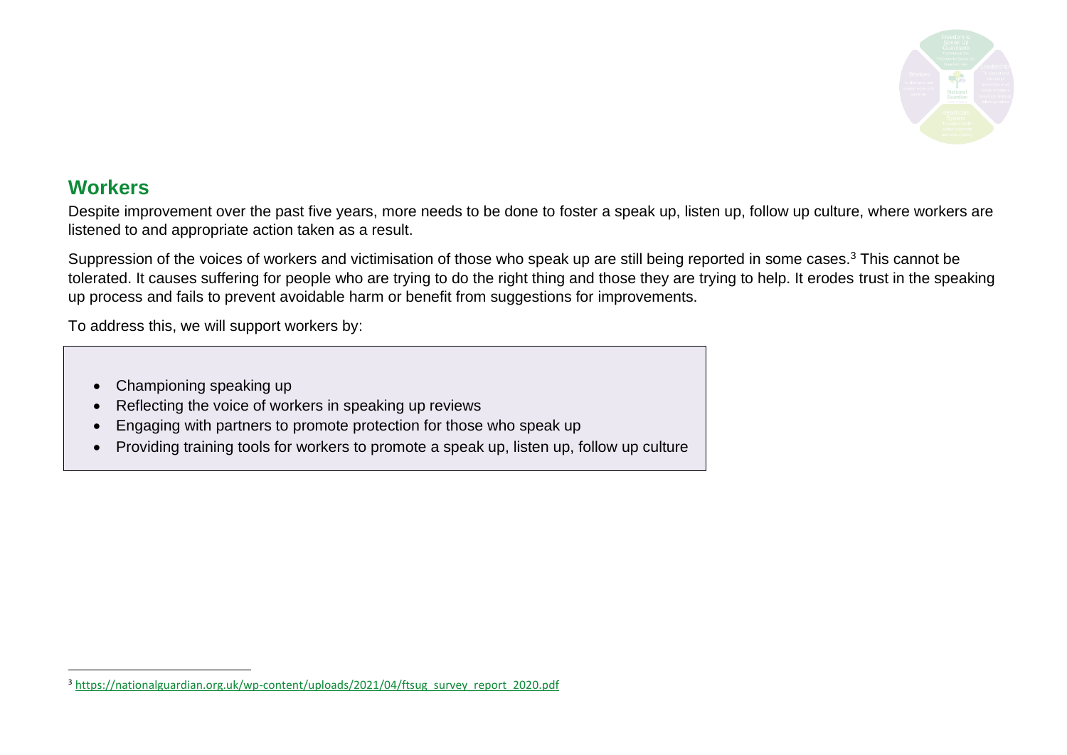## Workers

Despite improvement over the past five years, more needs to be done to foster a speak up, listen up, follow up culture, where workers are listened to and appropriate action taken as a result.

Suppression of the voices of workers and victimisation of those who speak up are still being reported in some cases.[3] This cannot be tolerated. It causes suffering for people who are trying to do the right thing and those they are trying to help. It erodes trust in the speaking up process and fails to prevent avoidable harm or benefit from suggestions for improvements.

To address this, we will support workers by:

- Championing speaking up
- Reflecting the voice of workers in speaking up reviews
- Engaging with partners to promote protection for those who speak up
- Providing training tools for workers to promote a speak up, listen up, follow up culture

[3] https://nationalguardian.org.uk/wp-content/uploads/2021/04/ftsug_survey_report_2020.pdf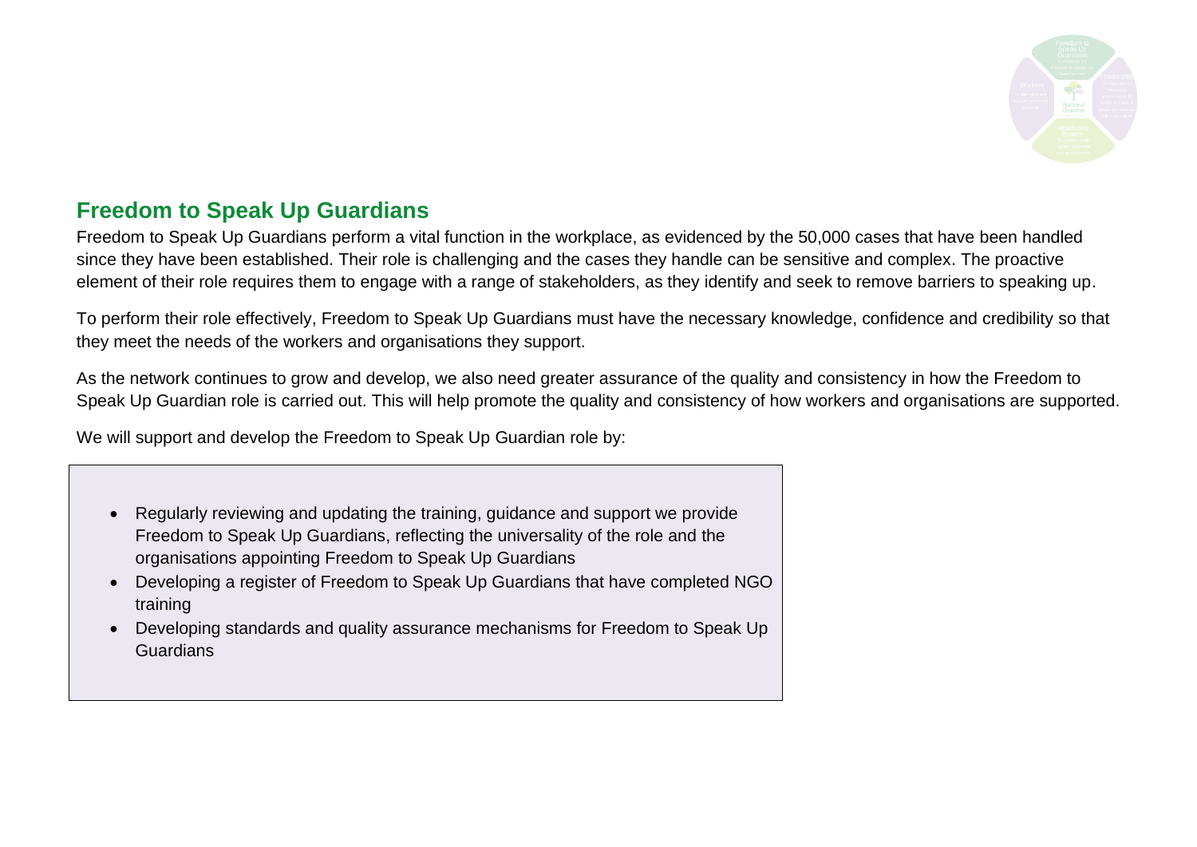## Freedom to Speak Up Guardians

Freedom to Speak Up Guardians perform a vital function in the workplace, as evidenced by the 50,000 cases that have been handled since they have been established. Their role is challenging and the cases they handle can be sensitive and complex. The proactive element of their role requires them to engage with a range of stakeholders, as they identify and seek to remove barriers to speaking up.

To perform their role effectively, Freedom to Speak Up Guardians must have the necessary knowledge, confidence and credibility so that they meet the needs of the workers and organisations they support.

As the network continues to grow and develop, we also need greater assurance of the quality and consistency in how the Freedom to Speak Up Guardian role is carried out. This will help promote the quality and consistency of how workers and organisations are supported.

We will support and develop the Freedom to Speak Up Guardian role by:

- Regularly reviewing and updating the training, guidance and support we provide Freedom to Speak Up Guardians, reflecting the universality of the role and the organisations appointing Freedom to Speak Up Guardians
- Developing a register of Freedom to Speak Up Guardians that have completed NGO training
- Developing standards and quality assurance mechanisms for Freedom to Speak Up Guardians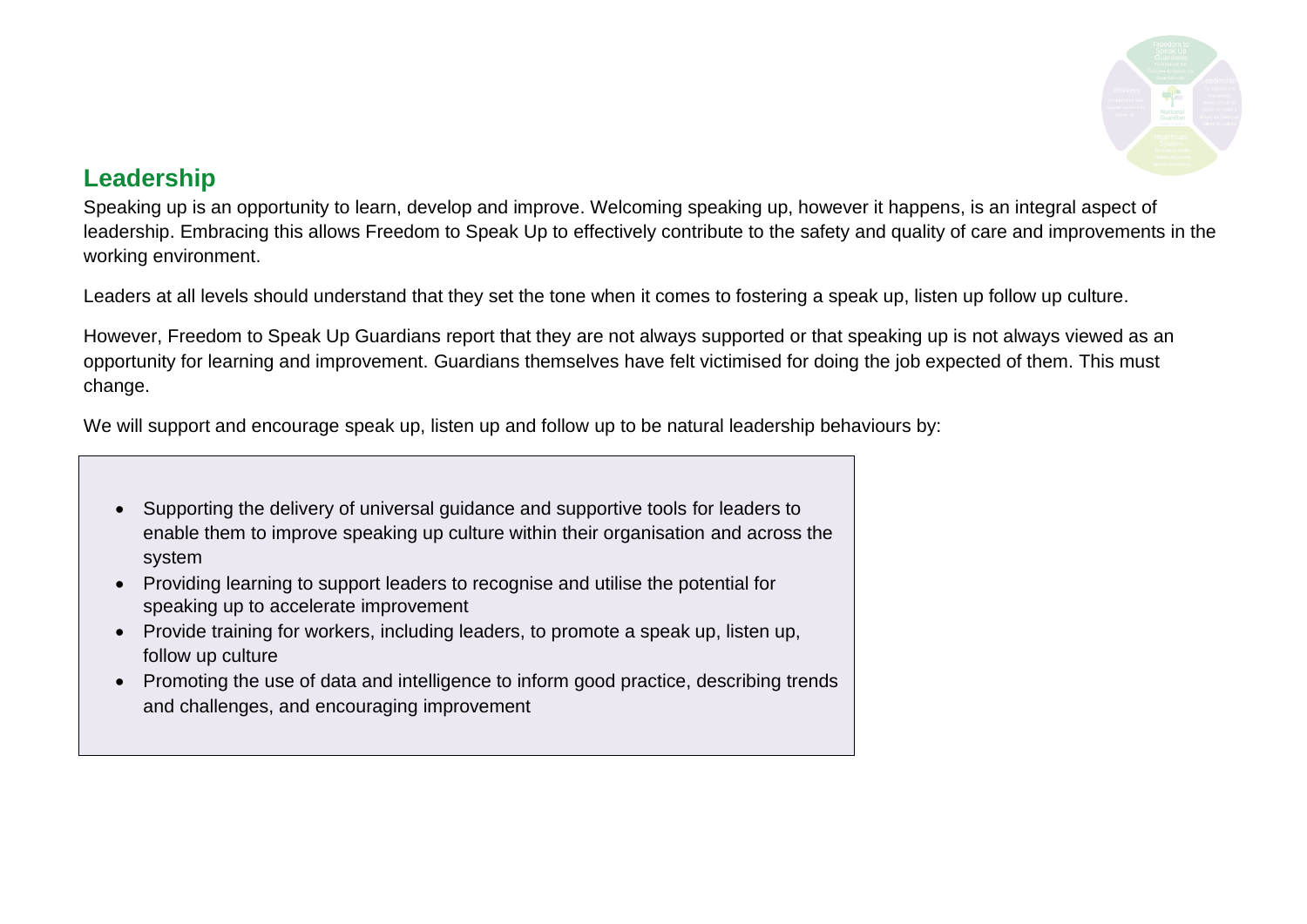## Leadership

Speaking up is an opportunity to learn, develop and improve. Welcoming speaking up, however it happens, is an integral aspect of leadership. Embracing this allows Freedom to Speak Up to effectively contribute to the safety and quality of care and improvements in the working environment.

Leaders at all levels should understand that they set the tone when it comes to fostering a speak up, listen up follow up culture.

However, Freedom to Speak Up Guardians report that they are not always supported or that speaking up is not always viewed as an opportunity for learning and improvement. Guardians themselves have felt victimised for doing the job expected of them. This must change.

We will support and encourage speak up, listen up and follow up to be natural leadership behaviours by:

- Supporting the delivery of universal guidance and supportive tools for leaders to enable them to improve speaking up culture within their organisation and across the system
- Providing learning to support leaders to recognise and utilise the potential for speaking up to accelerate improvement
- Provide training for workers, including leaders, to promote a speak up, listen up, follow up culture
- Promoting the use of data and intelligence to inform good practice, describing trends and challenges, and encouraging improvement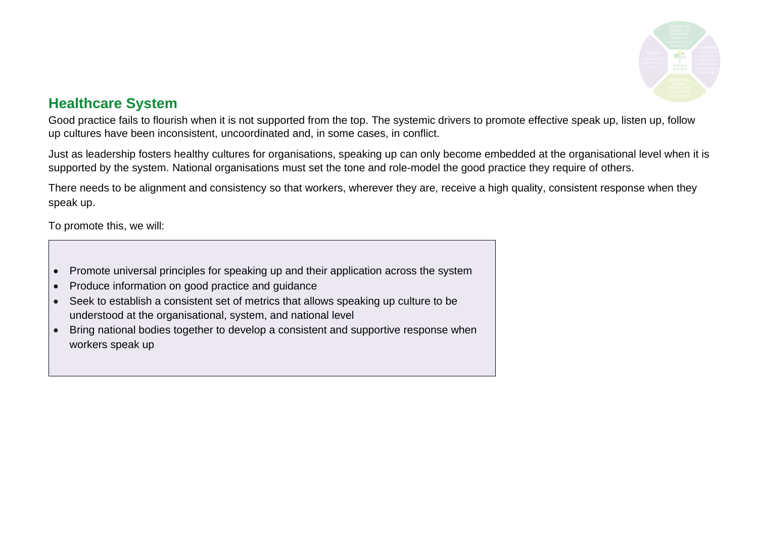## Healthcare System

Good practice fails to flourish when it is not supported from the top. The systemic drivers to promote effective speak up, listen up, follow up cultures have been inconsistent, uncoordinated and, in some cases, in conflict.

Just as leadership fosters healthy cultures for organisations, speaking up can only become embedded at the organisational level when it is supported by the system. National organisations must set the tone and role-model the good practice they require of others.

There needs to be alignment and consistency so that workers, wherever they are, receive a high quality, consistent response when they speak up.

To promote this, we will:

- Promote universal principles for speaking up and their application across the system
- Produce information on good practice and guidance
- Seek to establish a consistent set of metrics that allows speaking up culture to be understood at the organisational, system, and national level
- Bring national bodies together to develop a consistent and supportive response when workers speak up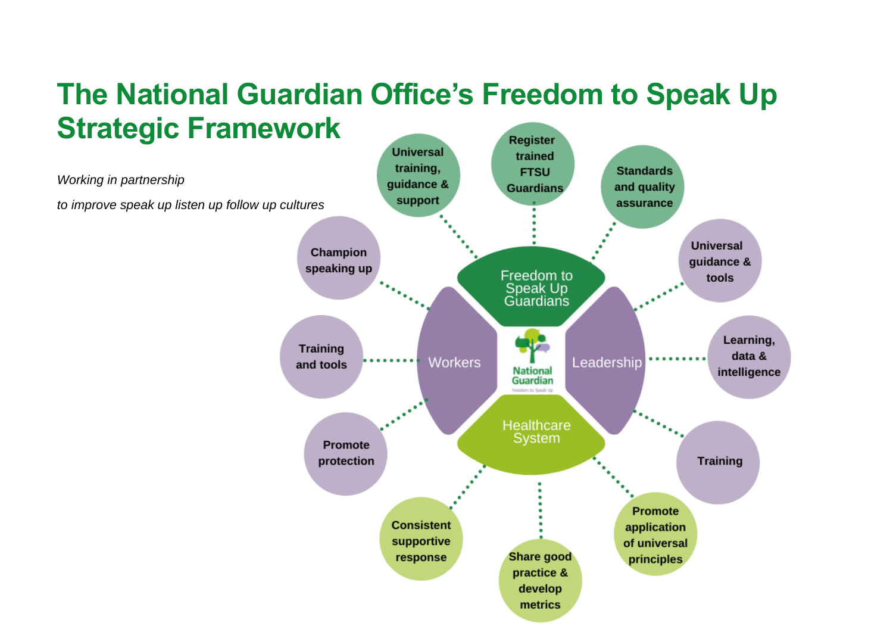# The National Guardian Office's Freedom to Speak Up Strategic Framework

*Working in partnership*

*to improve speak up listen up follow up cultures*

Freedom to Speak Up Guardians

Universal training, guidance & support

Register trained FTSU Guardians

Standards and quality assurance

Leadership

Universal guidance & tools

Learning, data & intelligence

Training

Healthcare System

Promote application of universal principles

Share good practice & develop metrics

Consistent supportive response

Workers

Promote protection

Training and tools

Champion speaking up

National Guardian

Freedom to Speak Up